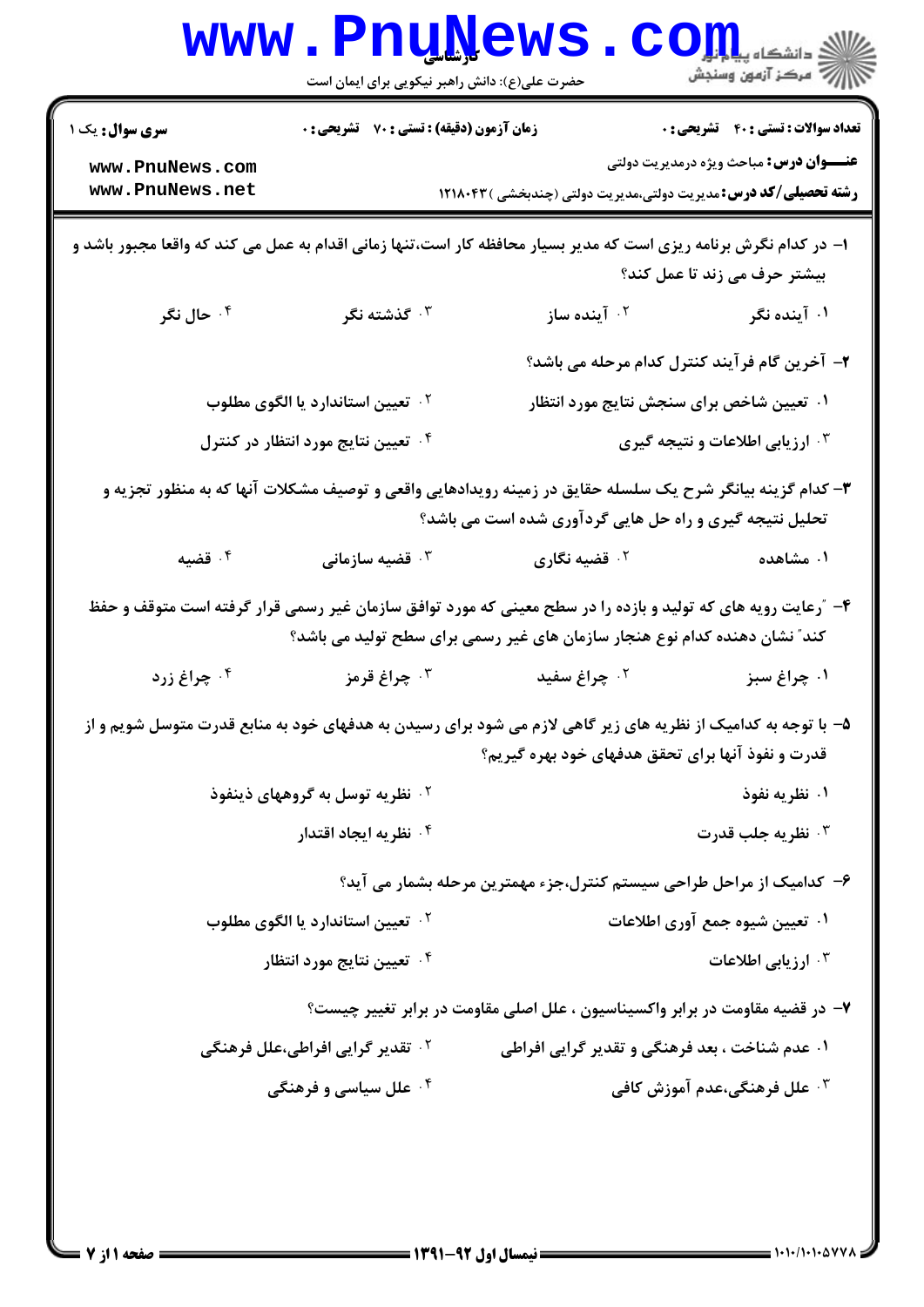**سری سوال:** یک ۱

**زمان آزمون (دقیقه) : تستی : ۷۰ تشریحی : ۰**

**تعداد سوالات : تستی : ۴۰ تشریحی : ۰**

**عنـــوان درس:** مباحث ویژه درمدیریت دولتی

**رشته تحصیلی/کد درس:** مدیریت دولتی،مدیریت دولتی (چندبخشی )۱۲۱۸۰۴۳

۱- در کدام نگرش برنامه ریزی است که مدیر بسیار محافظه کار است،تنها زمانی اقدام به عمل می کند که واقعا مجبور باشد و بیشتر حرف می زند تا عمل کند؟

۱. آینده نگر
۲. آینده ساز
۳. گذشته نگر
۴. حال نگر

۲- آخرین گام فرآیند کنترل کدام مرحله می باشد؟

۱. تعیین شاخص برای سنجش نتایج مورد انتظار
۲. تعیین استاندارد یا الگوی مطلوب
۳. ارزیابی اطلاعات و نتیجه گیری
۴. تعیین نتایج مورد انتظار در کنترل

۳- کدام گزینه بیانگر شرح یک سلسله حقایق در زمینه رویدادهایی واقعی و توصیف مشکلات آنها که به منظور تجزیه و تحلیل نتیجه گیری و راه حل هایی گردآوری شده است می باشد؟

۱. مشاهده
۲. قضیه نگاری
۳. قضیه سازمانی
۴. قضیه

۴- "رعایت رویه های که تولید و بازده را در سطح معینی که مورد توافق سازمان غیر رسمی قرار گرفته است متوقف و حفظ کند" نشان دهنده کدام نوع هنجار سازمان های غیر رسمی برای سطح تولید می باشد؟

۱. چراغ سبز
۲. چراغ سفید
۳. چراغ قرمز
۴. چراغ زرد

۵- با توجه به کدامیک از نظریه های زیر گاهی لازم می شود برای رسیدن به هدفهای خود به منابع قدرت متوسل شویم و از قدرت و نفوذ آنها برای تحقق هدفهای خود بهره گیریم؟

۱. نظریه نفوذ
۲. نظریه توسل به گروههای ذینفوذ
۳. نظریه جلب قدرت
۴. نظریه ایجاد اقتدار

۶- کدامیک از مراحل طراحی سیستم کنترل،جزء مهمترین مرحله بشمار می آید؟

۱. تعیین شیوه جمع آوری اطلاعات
۲. تعیین استاندارد یا الگوی مطلوب
۳. ارزیابی اطلاعات
۴. تعیین نتایج مورد انتظار

۷- در قضیه مقاومت در برابر واکسیناسیون ، علل اصلی مقاومت در برابر تغییر چیست؟

۱. عدم شناخت ، بعد فرهنگی و تقدیر گرایی افراطی
۲. تقدیر گرایی افراطی،علل فرهنگی
۳. علل فرهنگی،عدم آموزش کافی
۴. علل سیاسی و فرهنگی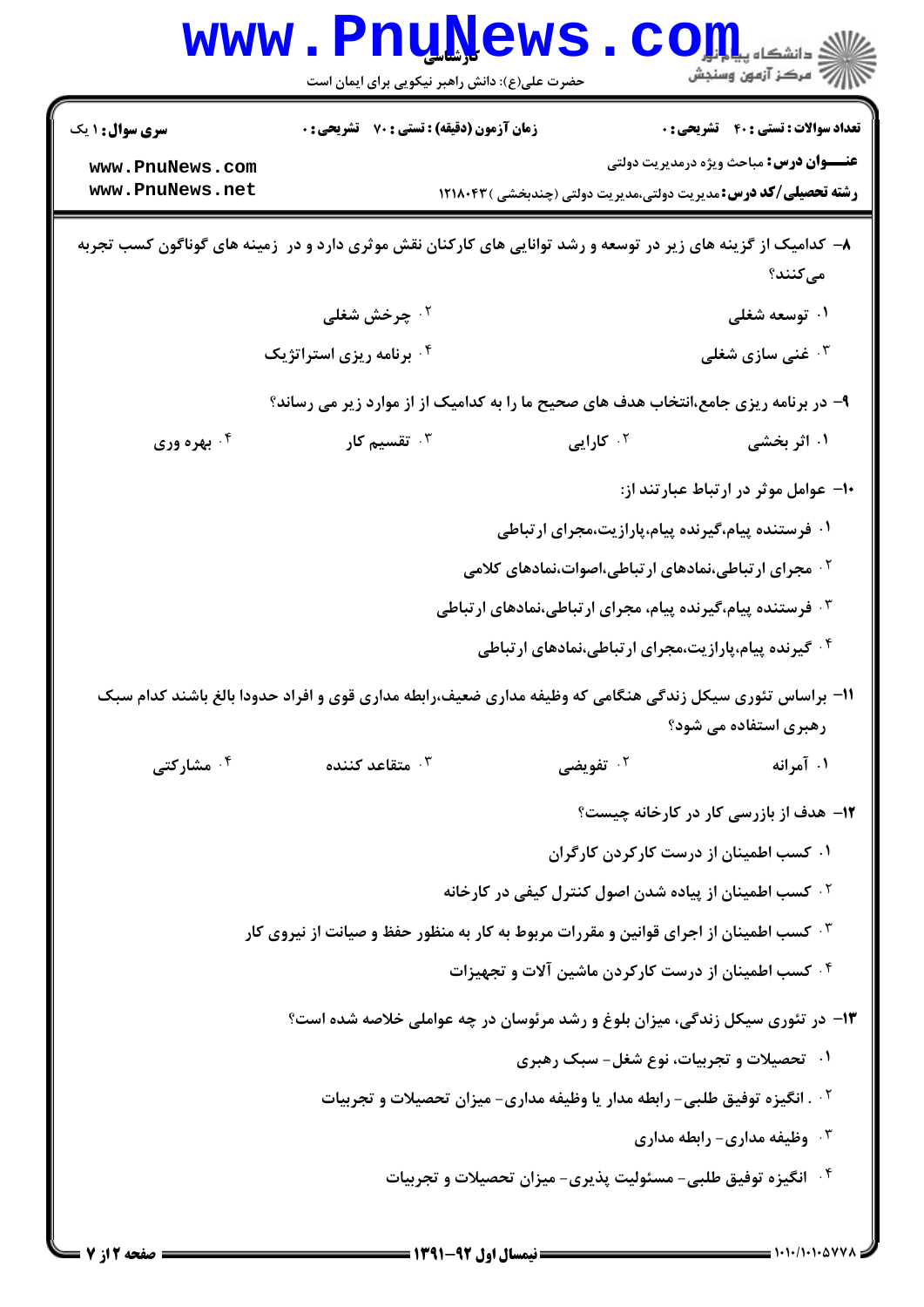**سری سوال:** ۱ یک | **زمان آزمون (دقیقه) : تستی :** ۷۰ **تشریحی :** ۰ | **تعداد سوالات : تستی :** ۴۰ **تشریحی :** ۰

**عنـــوان درس:** مباحث ویژه درمدیریت دولتی

**رشته تحصیلی/کد درس:** مدیریت دولتی،مدیریت دولتی (چندبخشی ) ۱۲۱۸۰۴۳

۸– کدامیک از گزینه های زیر در توسعه و رشد توانایی های کارکنان نقش موثری دارد و در زمینه های گوناگون کسب تجربه می‌کنند؟

۱. توسعه شغلی
۲. چرخش شغلی
۳. غنی سازی شغلی
۴. برنامه ریزی استراتژیک

۹– در برنامه ریزی جامع،انتخاب هدف های صحیح ما را به کدامیک از از موارد زیر می رساند؟

۱. اثر بخشی
۲. کارایی
۳. تقسیم کار
۴. بهره وری

۱۰– عوامل موثر در ارتباط عبارتند از:

۱. فرستنده پیام،گیرنده پیام،پارازیت،مجرای ارتباطی
۲. مجرای ارتباطی،نمادهای ارتباطی،اصوات،نمادهای کلامی
۳. فرستنده پیام،گیرنده پیام، مجرای ارتباطی،نمادهای ارتباطی
۴. گیرنده پیام،پارازیت،مجرای ارتباطی،نمادهای ارتباطی

۱۱– براساس تئوری سیکل زندگی هنگامی که وظیفه مداری ضعیف،رابطه مداری قوی و افراد حدودا بالغ باشند کدام سبک رهبری استفاده می شود؟

۱. آمرانه
۲. تفویضی
۳. متقاعد کننده
۴. مشارکتی

۱۲– هدف از بازرسی کار در کارخانه چیست؟

۱. کسب اطمینان از درست کارکردن کارگران
۲. کسب اطمینان از پیاده شدن اصول کنترل کیفی در کارخانه
۳. کسب اطمینان از اجرای قوانین و مقررات مربوط به کار به منظور حفظ و صیانت از نیروی کار
۴. کسب اطمینان از درست کارکردن ماشین آلات و تجهیزات

۱۳– در تئوری سیکل زندگی، میزان بلوغ و رشد مرئوسان در چه عواملی خلاصه شده است؟

۱. تحصیلات و تجربیات، نوع شغل- سبک رهبری
۲. . انگیزه توفیق طلبی- رابطه مدار یا وظیفه مداری- میزان تحصیلات و تجربیات
۳. وظیفه مداری- رابطه مداری
۴. انگیزه توفیق طلبی- مسئولیت پذیری- میزان تحصیلات و تجربیات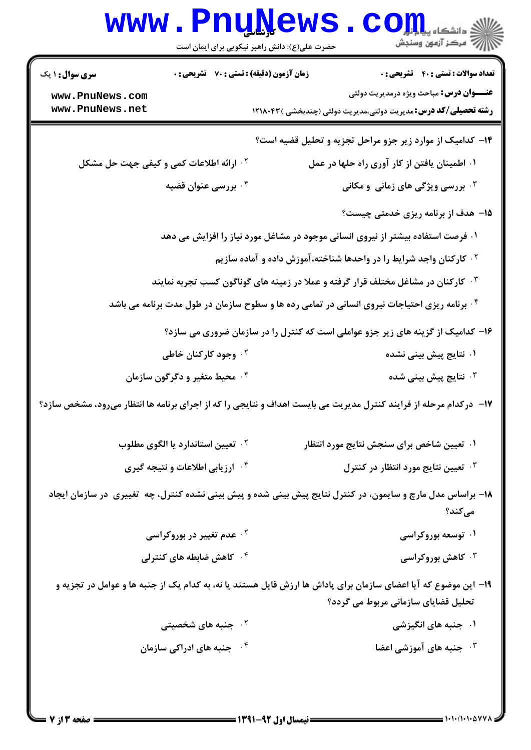**سری سوال:** ۱ یک | **زمان آزمون (دقیقه) : تستی :** ۷۰ **تشریحی :** ۰ | **تعداد سوالات : تستی :** ۴۰ **تشریحی :** ۰

**عنـــوان درس:** مباحث ویژه درمدیریت دولتی

**رشته تحصیلی/کد درس:** مدیریت دولتی،مدیریت دولتی (چندبخشی ) ۱۲۱۸۰۴۳

۱۴- کدامیک از موارد زیر جزو مراحل تجزیه و تحلیل قضیه است؟

۱. اطمینان یافتن از کار آوری راه حلها در عمل

۲. ارائه اطلاعات کمی و کیفی جهت حل مشکل

۳. بررسی ویژگی های زمانی و مکانی

۴. بررسی عنوان قضیه

۱۵- هدف از برنامه ریزی خدمتی چیست؟

۱. فرصت استفاده بیشتر از نیروی انسانی موجود در مشاغل مورد نیاز را افزایش می دهد

۲. کارکنان واجد شرایط را در واحدها شناخته،آموزش داده و آماده سازیم

۳. کارکنان در مشاغل مختلف قرار گرفته و عملا در زمینه های گوناگون کسب تجربه نمایند

۴. برنامه ریزی احتیاجات نیروی انسانی در تمامی رده ها و سطوح سازمان در طول مدت برنامه می باشد

۱۶- کدامیک از گزینه های زیر جزو عواملی است که کنترل را در سازمان ضروری می سازد؟

۱. نتایج پیش بینی نشده

۲. وجود کارکنان خاطی

۳. نتایج پیش بینی شده

۴. محیط متغیر و دگرگون سازمان

۱۷- درکدام مرحله از فرایند کنترل مدیریت می بایست اهداف و نتایجی را که از اجرای برنامه ها انتظار می‌رود، مشخص سازد؟

۱. تعیین شاخص برای سنجش نتایج مورد انتظار

۲. تعیین استاندارد یا الگوی مطلوب

۳. تعیین نتایج مورد انتظار در کنترل

۴. ارزیابی اطلاعات و نتیجه گیری

۱۸- براساس مدل مارچ و سایمون، در کنترل نتایج پیش بینی شده و پیش بینی نشده کنترل، چه تغییری در سازمان ایجاد می‌کند؟

۱. توسعه بوروکراسی

۲. عدم تغییر در بوروکراسی

۳. کاهش بوروکراسی

۴. کاهش ضابطه های کنترلی

۱۹- این موضوع که آیا اعضای سازمان برای پاداش ها ارزش قایل هستند یا نه، به کدام یک از جنبه ها و عوامل در تجزیه و تحلیل فضایای سازمانی مربوط می گردد؟

۱. جنبه های انگیزشی

۲. جنبه های شخصیتی

۳. جنبه های آموزشی اعضا

۴. جنبه های ادراکی سازمان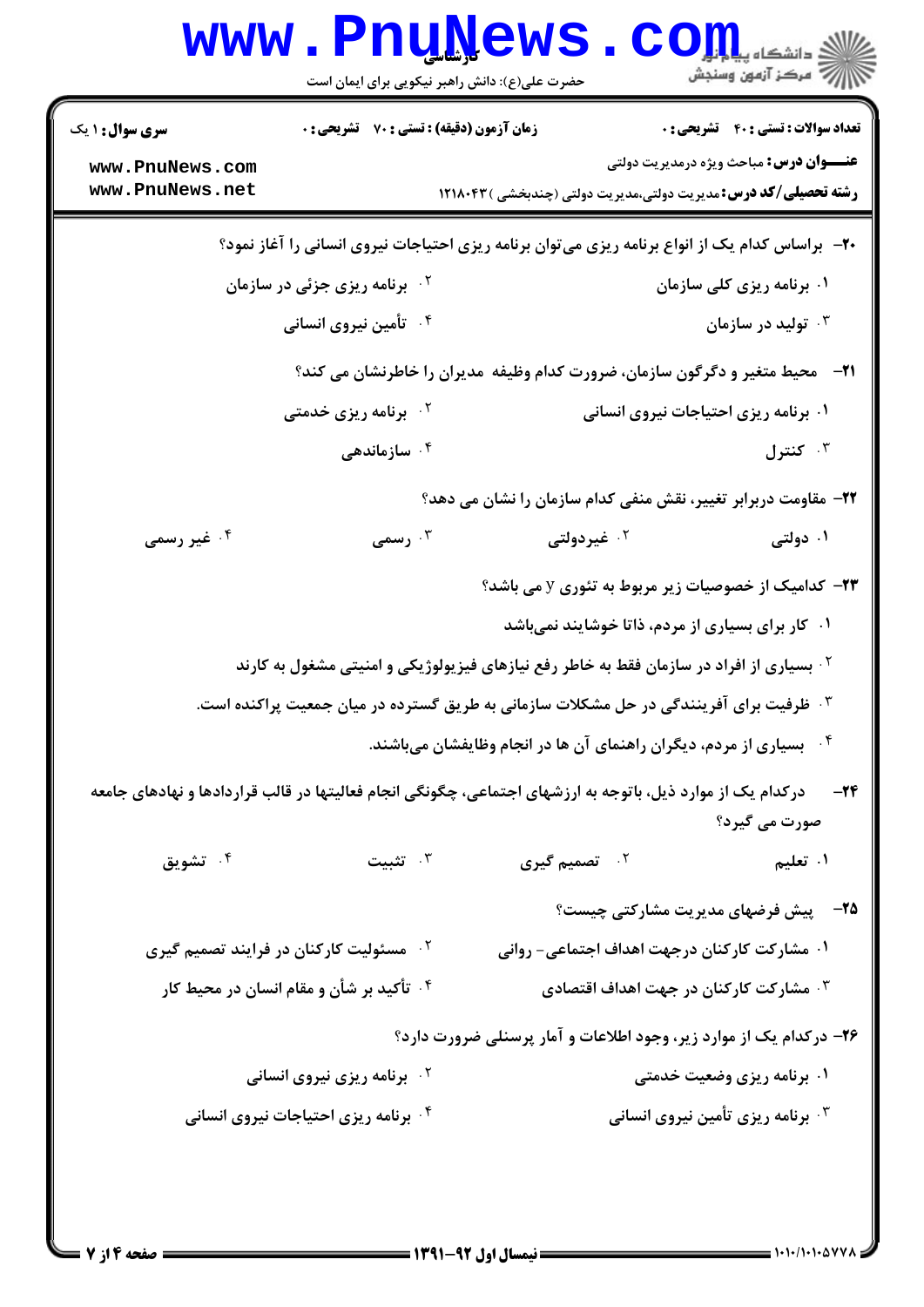**۲۰-** براساس کدام یک از انواع برنامه ریزی می‌توان برنامه ریزی احتیاجات نیروی انسانی را آغاز نمود؟

۱. برنامه ریزی کلی سازمان
۲. برنامه ریزی جزئی در سازمان
۳. تولید در سازمان
۴. تأمین نیروی انسانی

**۲۱-** محیط متغیر و دگرگون سازمان، ضرورت کدام وظیفه مدیران را خاطرنشان می کند؟

۱. برنامه ریزی احتیاجات نیروی انسانی
۲. برنامه ریزی خدمتی
۳. کنترل
۴. سازماندهی

**۲۲-** مقاومت دربرابر تغییر، نقش منفی کدام سازمان را نشان می دهد؟

۱. دولتی
۲. غیردولتی
۳. رسمی
۴. غیر رسمی

**۲۳-** کدامیک از خصوصیات زیر مربوط به تئوری y می باشد؟

۱. کار برای بسیاری از مردم، ذاتا خوشایند نمی‌باشد
۲. بسیاری از افراد در سازمان فقط به خاطر رفع نیازهای فیزیولوژیکی و امنیتی مشغول به کارند
۳. ظرفیت برای آفرینندگی در حل مشکلات سازمانی به طریق گسترده در میان جمعیت پراکنده است.
۴. بسیاری از مردم، دیگران راهنمای آن ها در انجام وظایفشان می‌باشند.

**۲۴-** درکدام یک از موارد ذیل، باتوجه به ارزشهای اجتماعی، چگونگی انجام فعالیتها در قالب قراردادها و نهادهای جامعه صورت می گیرد؟

۱. تعلیم
۲. تصمیم گیری
۳. تثبیت
۴. تشویق

**۲۵-** پیش فرضهای مدیریت مشارکتی چیست؟

۱. مشارکت کارکنان درجهت اهداف اجتماعی- روانی
۲. مسئولیت کارکنان در فرایند تصمیم گیری
۳. مشارکت کارکنان در جهت اهداف اقتصادی
۴. تأکید بر شأن و مقام انسان در محیط کار

**۲۶-** درکدام یک از موارد زیر، وجود اطلاعات و آمار پرسنلی ضرورت دارد؟

۱. برنامه ریزی وضعیت خدمتی
۲. برنامه ریزی نیروی انسانی
۳. برنامه ریزی تأمین نیروی انسانی
۴. برنامه ریزی احتیاجات نیروی انسانی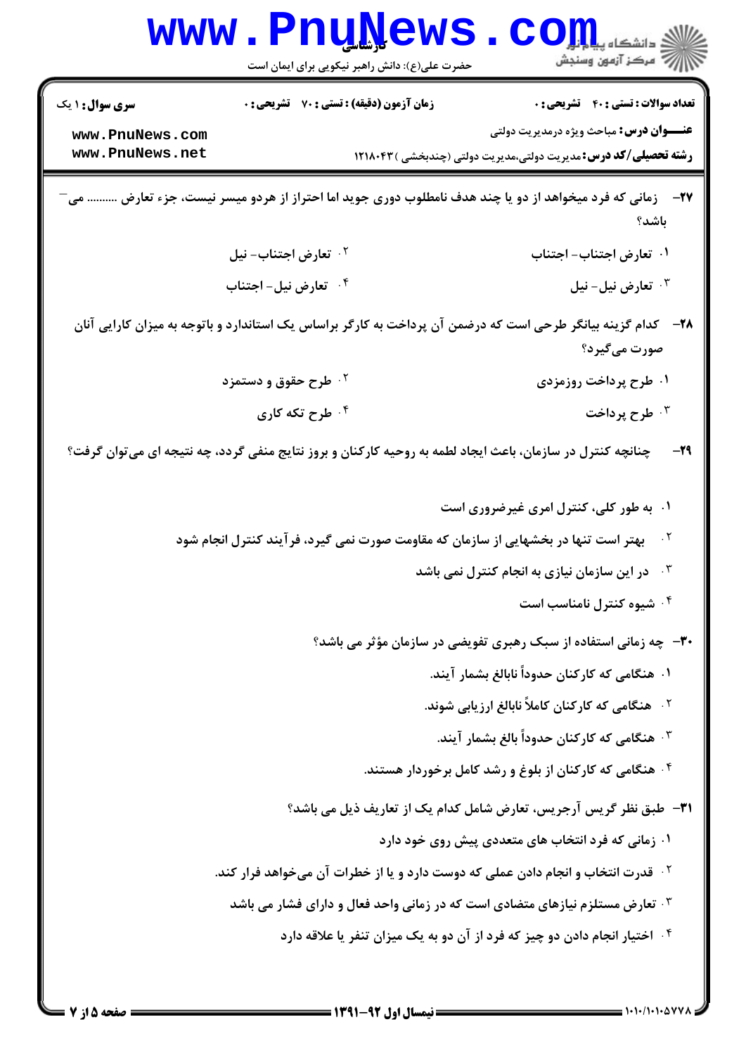**۲۷-** زمانی که فرد میخواهد از دو یا چند هدف نامطلوب دوری جوید اما احتراز از هردو میسر نیست، جزء تعارض .......... می‌باشد؟

۱. تعارض اجتناب- اجتناب

۲. تعارض اجتناب- نیل

۳. تعارض نیل- نیل

۴. تعارض نیل- اجتناب

**۲۸-** کدام گزینه بیانگر طرحی است که درضمن آن پرداخت به کارگر براساس یک استاندارد و باتوجه به میزان کارایی آنان صورت می‌گیرد؟

۱. طرح پرداخت روزمزدی

۲. طرح حقوق و دستمزد

۳. طرح پرداخت

۴. طرح تکه کاری

**۲۹-** چنانچه کنترل در سازمان، باعث ایجاد لطمه به روحیه کارکنان و بروز نتایج منفی گردد، چه نتیجه ای می‌توان گرفت؟

۱. به طور کلی، کنترل امری غیرضروری است

۲. بهتر است تنها در بخشهایی از سازمان که مقاومت صورت نمی گیرد، فرآیند کنترل انجام شود

۳. در این سازمان نیازی به انجام کنترل نمی باشد

۴. شیوه کنترل نامناسب است

**۳۰-** چه زمانی استفاده از سبک رهبری تفویضی در سازمان مؤثر می باشد؟

۱. هنگامی که کارکنان حدوداً نابالغ بشمار آیند.

۲. هنگامی که کارکنان کاملاً نابالغ ارزیابی شوند.

۳. هنگامی که کارکنان حدوداً بالغ بشمار آیند.

۴. هنگامی که کارکنان از بلوغ و رشد کامل برخوردار هستند.

**۳۱-** طبق نظر گریس آرجریس، تعارض شامل کدام یک از تعاریف ذیل می باشد؟

۱. زمانی که فرد انتخاب های متعددی پیش روی خود دارد

۲. قدرت انتخاب و انجام دادن عملی که دوست دارد و یا از خطرات آن می‌خواهد فرار کند.

۳. تعارض مستلزم نیازهای متضادی است که در زمانی واحد فعال و دارای فشار می باشد

۴. اختیار انجام دادن دو چیز که فرد از آن دو به یک میزان تنفر یا علاقه دارد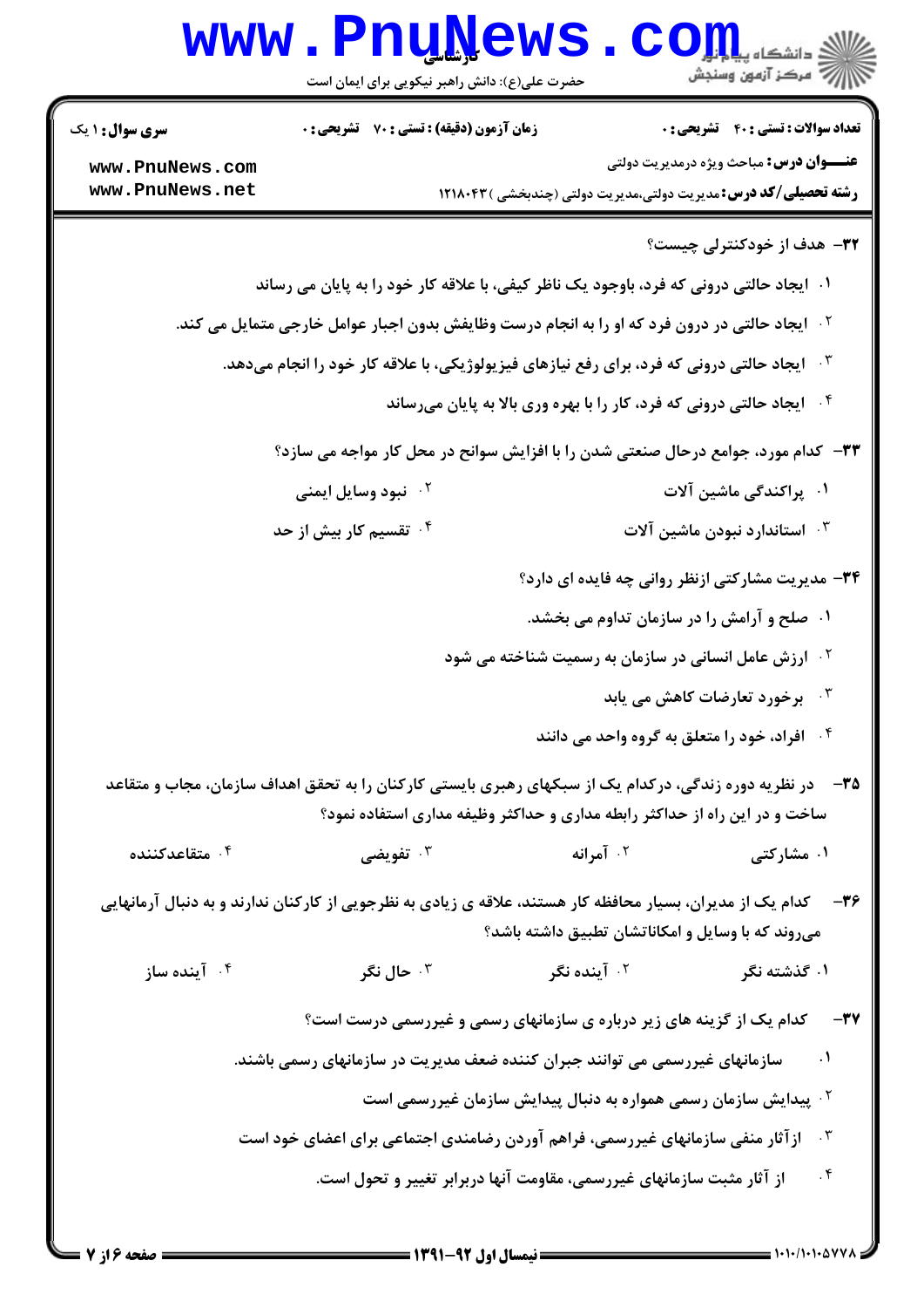۳۲- هدف از خودکنترلی چیست؟

۱. ایجاد حالتی درونی که فرد، باوجود یک ناظر کیفی، با علاقه کار خود را به پایان می رساند

۲. ایجاد حالتی در درون فرد که او را به انجام درست وظایفش بدون اجبار عوامل خارجی متمایل می کند.

۳. ایجاد حالتی درونی که فرد، برای رفع نیازهای فیزیولوژیکی، با علاقه کار خود را انجام می‌دهد.

۴. ایجاد حالتی درونی که فرد، کار را با بهره وری بالا به پایان می‌رساند

۳۳- کدام مورد، جوامع درحال صنعتی شدن را با افزایش سوانح در محل کار مواجه می سازد؟

۱. پراکندگی ماشین آلات

۲. نبود وسایل ایمنی

۳. استاندارد نبودن ماشین آلات

۴. تقسیم کار بیش از حد

۳۴- مدیریت مشارکتی ازنظر روانی چه فایده ای دارد؟

۱. صلح و آرامش را در سازمان تداوم می بخشد.

۲. ارزش عامل انسانی در سازمان به رسمیت شناخته می شود

۳. برخورد تعارضات کاهش می یابد

۴. افراد، خود را متعلق به گروه واحد می دانند

۳۵- در نظریه دوره زندگی، درکدام یک از سبکهای رهبری بایستی کارکنان را به تحقق اهداف سازمان، مجاب و متقاعد ساخت و در این راه از حداکثر رابطه مداری و حداکثر وظیفه مداری استفاده نمود؟

۱. مشارکتی

۲. آمرانه

۳. تفویضی

۴. متقاعدکننده

۳۶- کدام یک از مدیران، بسیار محافظه کار هستند، علاقه ی زیادی به نظرجویی از کارکنان ندارند و به دنبال آرمانهایی می‌روند که با وسایل و امکاناتشان تطبیق داشته باشد؟

۱. گذشته نگر

۲. آینده نگر

۳. حال نگر

۴. آینده ساز

۳۷- کدام یک از گزینه های زیر درباره ی سازمانهای رسمی و غیررسمی درست است؟

۱. سازمانهای غیررسمی می توانند جبران کننده ضعف مدیریت در سازمانهای رسمی باشند.

۲. پیدایش سازمان رسمی همواره به دنبال پیدایش سازمان غیررسمی است

۳. ازآثار منفی سازمانهای غیررسمی، فراهم آوردن رضامندی اجتماعی برای اعضای خود است

۴. از آثار مثبت سازمانهای غیررسمی، مقاومت آنها دربرابر تغییر و تحول است.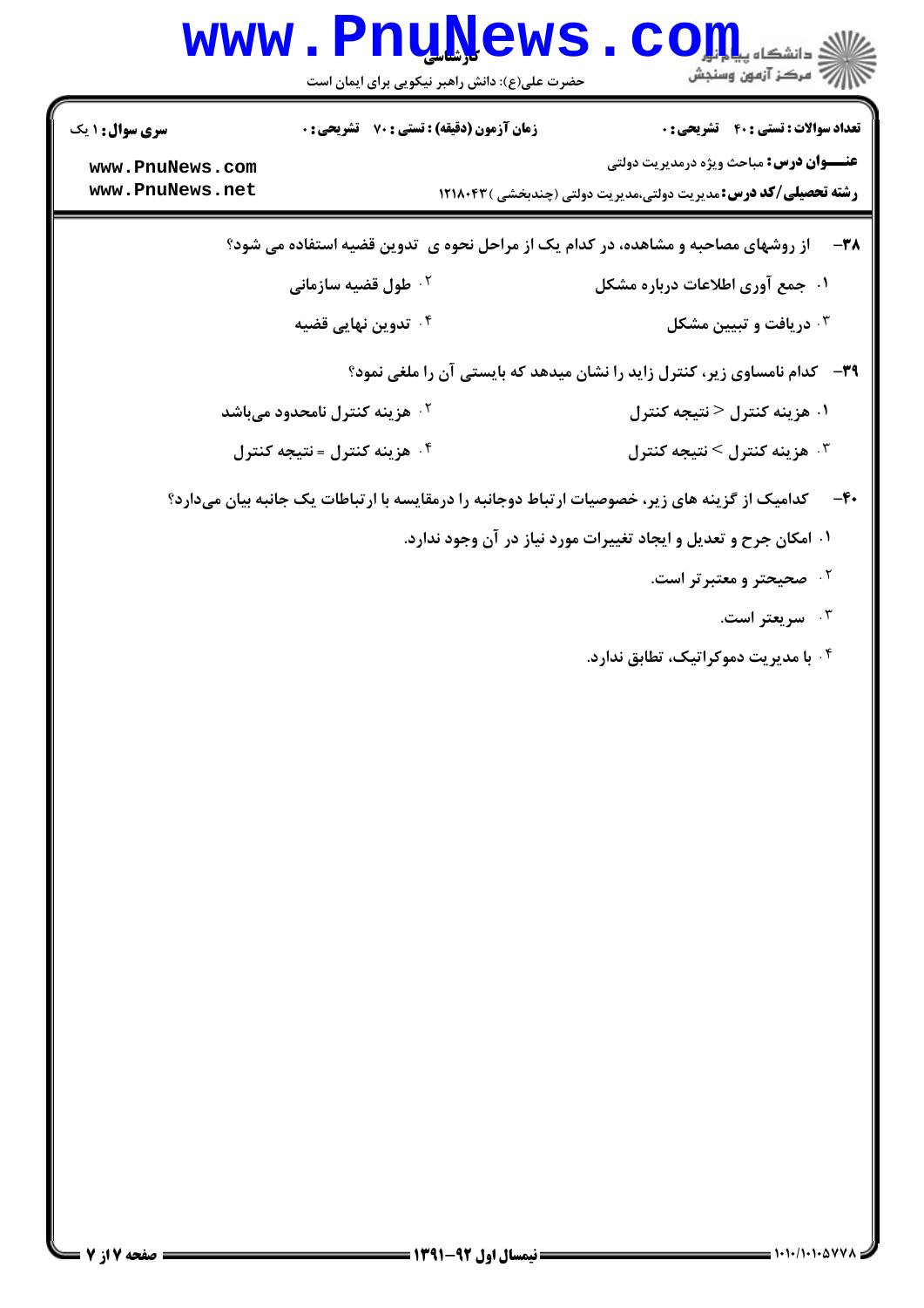**۳۸-** از روشهای مصاحبه و مشاهده، در کدام یک از مراحل نحوه ی تدوین قضیه استفاده می شود؟

۱. جمع آوری اطلاعات درباره مشکل

۲. طول قضیه سازمانی

۳. دریافت و تبیین مشکل

۴. تدوین نهایی قضیه

**۳۹-** کدام نامساوی زیر، کنترل زاید را نشان میدهد که بایستی آن را ملغی نمود؟

۱. هزینه کنترل < نتیجه کنترل

۲. هزینه کنترل نامحدود می‌باشد

۳. هزینه کنترل > نتیجه کنترل

۴. هزینه کنترل = نتیجه کنترل

**۴۰-** کدامیک از گزینه های زیر، خصوصیات ارتباط دوجانبه را درمقایسه با ارتباطات یک جانبه بیان می‌دارد؟

۱. امکان جرح و تعدیل و ایجاد تغییرات مورد نیاز در آن وجود ندارد.

۲. صحیحتر و معتبرتر است.

۳. سریعتر است.

۴. با مدیریت دموکراتیک، تطابق ندارد.